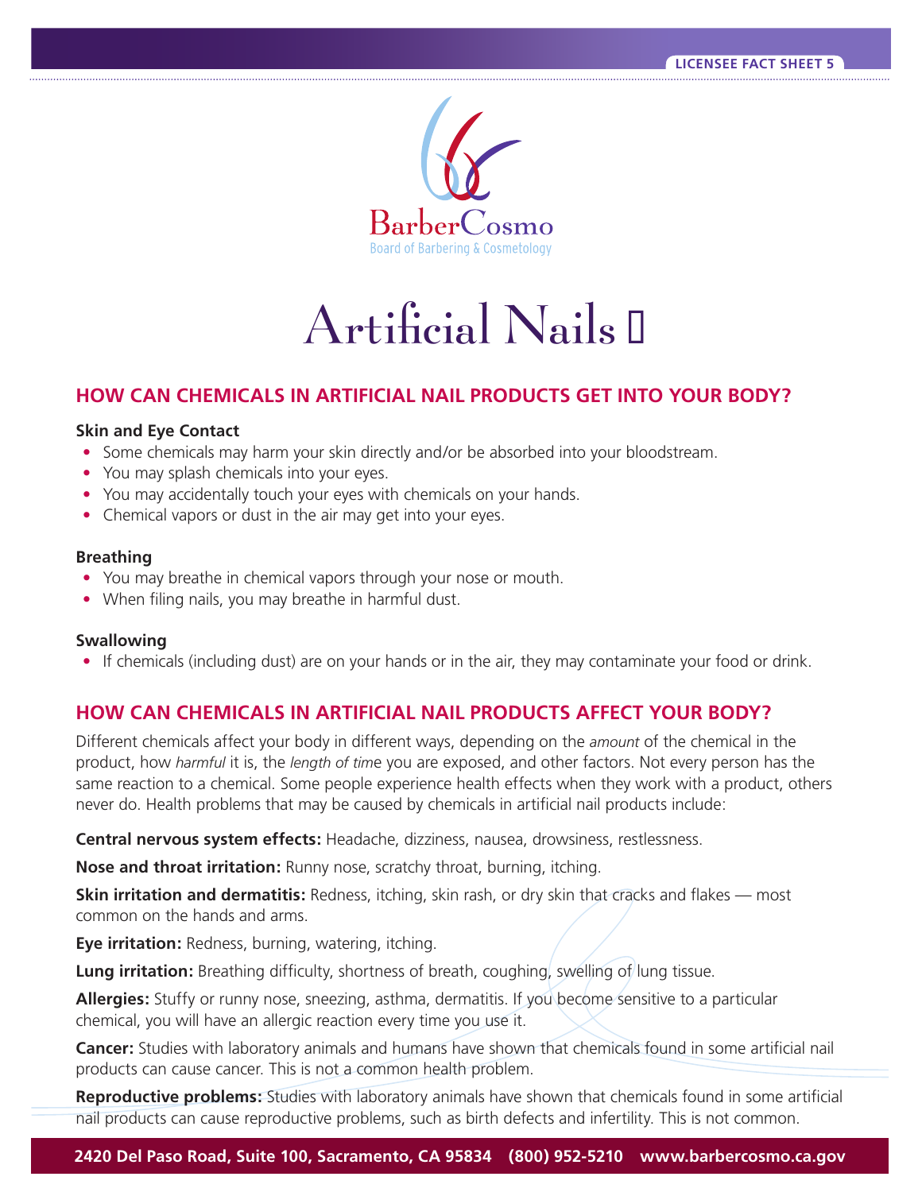LICENSEE FACT SHEET 5

BarberCosmo
Board of Barbering & Cosmetology

# Artificial Nails

## HOW CAN CHEMICALS IN ARTIFICIAL NAIL PRODUCTS GET INTO YOUR BODY?

### Skin and Eye Contact

- Some chemicals may harm your skin directly and/or be absorbed into your bloodstream.
- You may splash chemicals into your eyes.
- You may accidentally touch your eyes with chemicals on your hands.
- Chemical vapors or dust in the air may get into your eyes.

### Breathing

- You may breathe in chemical vapors through your nose or mouth.
- When filing nails, you may breathe in harmful dust.

### Swallowing

- If chemicals (including dust) are on your hands or in the air, they may contaminate your food or drink.

## HOW CAN CHEMICALS IN ARTIFICIAL NAIL PRODUCTS AFFECT YOUR BODY?

Different chemicals affect your body in different ways, depending on the *amount* of the chemical in the product, how *harmful* it is, the *length of time* you are exposed, and other factors. Not every person has the same reaction to a chemical. Some people experience health effects when they work with a product, others never do. Health problems that may be caused by chemicals in artificial nail products include:

**Central nervous system effects:** Headache, dizziness, nausea, drowsiness, restlessness.

**Nose and throat irritation:** Runny nose, scratchy throat, burning, itching.

**Skin irritation and dermatitis:** Redness, itching, skin rash, or dry skin that cracks and flakes — most common on the hands and arms.

**Eye irritation:** Redness, burning, watering, itching.

**Lung irritation:** Breathing difficulty, shortness of breath, coughing, swelling of lung tissue.

**Allergies:** Stuffy or runny nose, sneezing, asthma, dermatitis. If you become sensitive to a particular chemical, you will have an allergic reaction every time you use it.

**Cancer:** Studies with laboratory animals and humans have shown that chemicals found in some artificial nail products can cause cancer. This is not a common health problem.

**Reproductive problems:** Studies with laboratory animals have shown that chemicals found in some artificial nail products can cause reproductive problems, such as birth defects and infertility. This is not common.

2420 Del Paso Road, Suite 100, Sacramento, CA 95834 (800) 952-5210 www.barbercosmo.ca.gov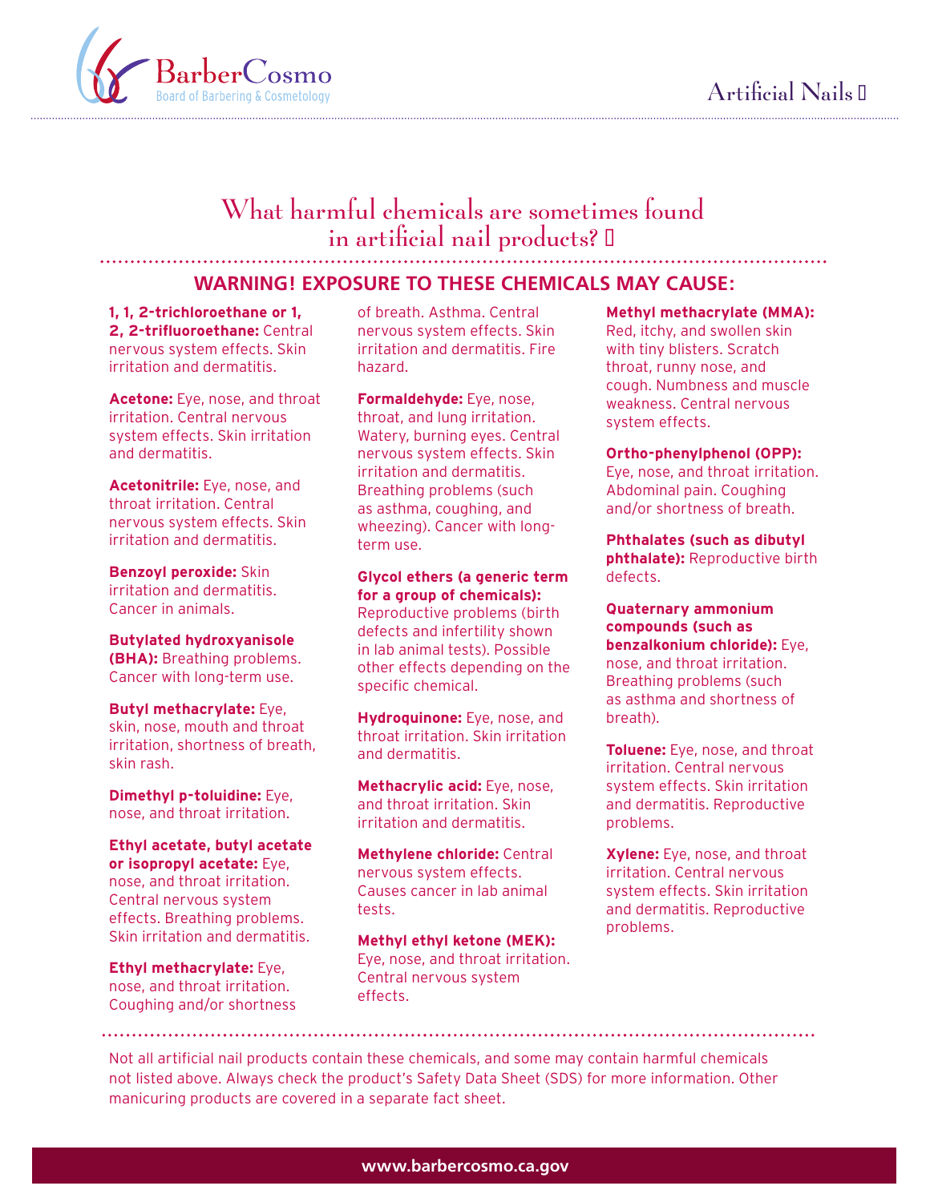# What harmful chemicals are sometimes found in artificial nail products?

## WARNING! EXPOSURE TO THESE CHEMICALS MAY CAUSE:

**1, 1, 2-trichloroethane or 1, 2, 2-trifluoroethane:** Central nervous system effects. Skin irritation and dermatitis.

**Acetone:** Eye, nose, and throat irritation. Central nervous system effects. Skin irritation and dermatitis.

**Acetonitrile:** Eye, nose, and throat irritation. Central nervous system effects. Skin irritation and dermatitis.

**Benzoyl peroxide:** Skin irritation and dermatitis. Cancer in animals.

**Butylated hydroxyanisole (BHA):** Breathing problems. Cancer with long-term use.

**Butyl methacrylate:** Eye, skin, nose, mouth and throat irritation, shortness of breath, skin rash.

**Dimethyl p-toluidine:** Eye, nose, and throat irritation.

**Ethyl acetate, butyl acetate or isopropyl acetate:** Eye, nose, and throat irritation. Central nervous system effects. Breathing problems. Skin irritation and dermatitis.

**Ethyl methacrylate:** Eye, nose, and throat irritation. Coughing and/or shortness of breath. Asthma. Central nervous system effects. Skin irritation and dermatitis. Fire hazard.

**Formaldehyde:** Eye, nose, throat, and lung irritation. Watery, burning eyes. Central nervous system effects. Skin irritation and dermatitis. Breathing problems (such as asthma, coughing, and wheezing). Cancer with long-term use.

**Glycol ethers (a generic term for a group of chemicals):** Reproductive problems (birth defects and infertility shown in lab animal tests). Possible other effects depending on the specific chemical.

**Hydroquinone:** Eye, nose, and throat irritation. Skin irritation and dermatitis.

**Methacrylic acid:** Eye, nose, and throat irritation. Skin irritation and dermatitis.

**Methylene chloride:** Central nervous system effects. Causes cancer in lab animal tests.

**Methyl ethyl ketone (MEK):** Eye, nose, and throat irritation. Central nervous system effects.

**Methyl methacrylate (MMA):** Red, itchy, and swollen skin with tiny blisters. Scratch throat, runny nose, and cough. Numbness and muscle weakness. Central nervous system effects.

**Ortho-phenylphenol (OPP):** Eye, nose, and throat irritation. Abdominal pain. Coughing and/or shortness of breath.

**Phthalates (such as dibutyl phthalate):** Reproductive birth defects.

**Quaternary ammonium compounds (such as benzalkonium chloride):** Eye, nose, and throat irritation. Breathing problems (such as asthma and shortness of breath).

**Toluene:** Eye, nose, and throat irritation. Central nervous system effects. Skin irritation and dermatitis. Reproductive problems.

**Xylene:** Eye, nose, and throat irritation. Central nervous system effects. Skin irritation and dermatitis. Reproductive problems.

Not all artificial nail products contain these chemicals, and some may contain harmful chemicals not listed above. Always check the product's Safety Data Sheet (SDS) for more information. Other manicuring products are covered in a separate fact sheet.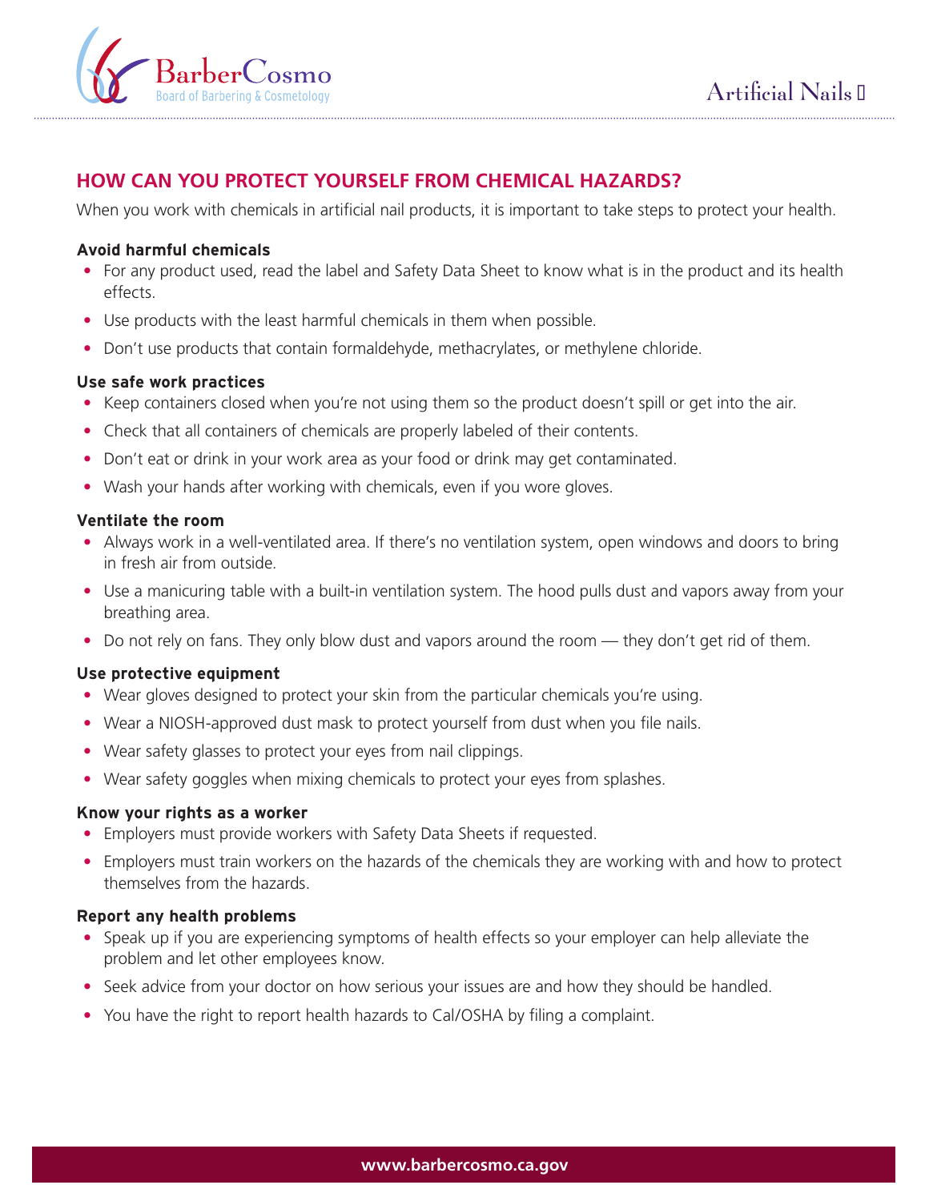## HOW CAN YOU PROTECT YOURSELF FROM CHEMICAL HAZARDS?

When you work with chemicals in artificial nail products, it is important to take steps to protect your health.

**Avoid harmful chemicals**

- For any product used, read the label and Safety Data Sheet to know what is in the product and its health effects.
- Use products with the least harmful chemicals in them when possible.
- Don't use products that contain formaldehyde, methacrylates, or methylene chloride.

**Use safe work practices**

- Keep containers closed when you're not using them so the product doesn't spill or get into the air.
- Check that all containers of chemicals are properly labeled of their contents.
- Don't eat or drink in your work area as your food or drink may get contaminated.
- Wash your hands after working with chemicals, even if you wore gloves.

**Ventilate the room**

- Always work in a well-ventilated area. If there's no ventilation system, open windows and doors to bring in fresh air from outside.
- Use a manicuring table with a built-in ventilation system. The hood pulls dust and vapors away from your breathing area.
- Do not rely on fans. They only blow dust and vapors around the room — they don't get rid of them.

**Use protective equipment**

- Wear gloves designed to protect your skin from the particular chemicals you're using.
- Wear a NIOSH-approved dust mask to protect yourself from dust when you file nails.
- Wear safety glasses to protect your eyes from nail clippings.
- Wear safety goggles when mixing chemicals to protect your eyes from splashes.

**Know your rights as a worker**

- Employers must provide workers with Safety Data Sheets if requested.
- Employers must train workers on the hazards of the chemicals they are working with and how to protect themselves from the hazards.

**Report any health problems**

- Speak up if you are experiencing symptoms of health effects so your employer can help alleviate the problem and let other employees know.
- Seek advice from your doctor on how serious your issues are and how they should be handled.
- You have the right to report health hazards to Cal/OSHA by filing a complaint.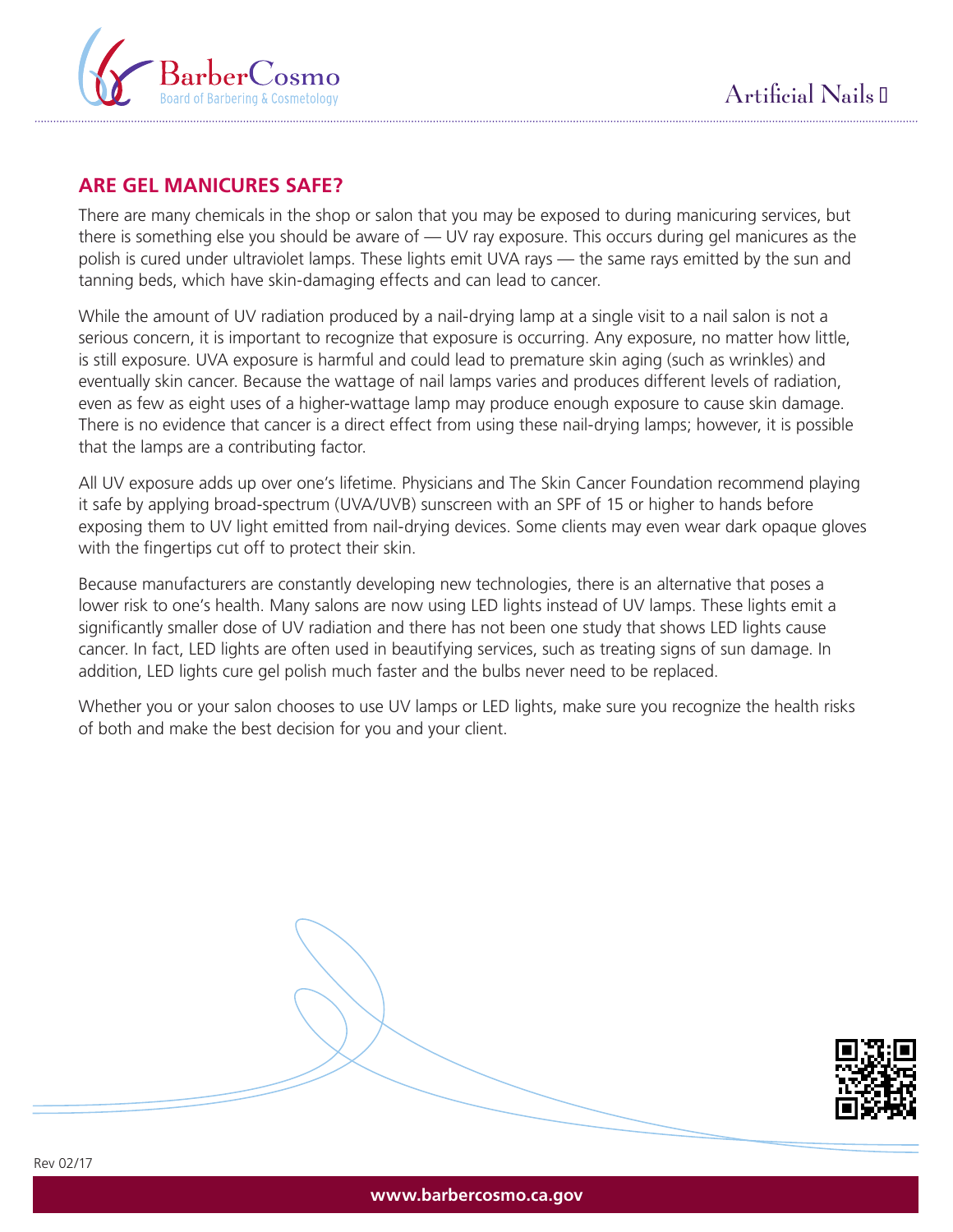## ARE GEL MANICURES SAFE?

There are many chemicals in the shop or salon that you may be exposed to during manicuring services, but there is something else you should be aware of — UV ray exposure. This occurs during gel manicures as the polish is cured under ultraviolet lamps. These lights emit UVA rays — the same rays emitted by the sun and tanning beds, which have skin-damaging effects and can lead to cancer.

While the amount of UV radiation produced by a nail-drying lamp at a single visit to a nail salon is not a serious concern, it is important to recognize that exposure is occurring. Any exposure, no matter how little, is still exposure. UVA exposure is harmful and could lead to premature skin aging (such as wrinkles) and eventually skin cancer. Because the wattage of nail lamps varies and produces different levels of radiation, even as few as eight uses of a higher-wattage lamp may produce enough exposure to cause skin damage. There is no evidence that cancer is a direct effect from using these nail-drying lamps; however, it is possible that the lamps are a contributing factor.

All UV exposure adds up over one's lifetime. Physicians and The Skin Cancer Foundation recommend playing it safe by applying broad-spectrum (UVA/UVB) sunscreen with an SPF of 15 or higher to hands before exposing them to UV light emitted from nail-drying devices. Some clients may even wear dark opaque gloves with the fingertips cut off to protect their skin.

Because manufacturers are constantly developing new technologies, there is an alternative that poses a lower risk to one's health. Many salons are now using LED lights instead of UV lamps. These lights emit a significantly smaller dose of UV radiation and there has not been one study that shows LED lights cause cancer. In fact, LED lights are often used in beautifying services, such as treating signs of sun damage. In addition, LED lights cure gel polish much faster and the bulbs never need to be replaced.

Whether you or your salon chooses to use UV lamps or LED lights, make sure you recognize the health risks of both and make the best decision for you and your client.

Rev 02/17